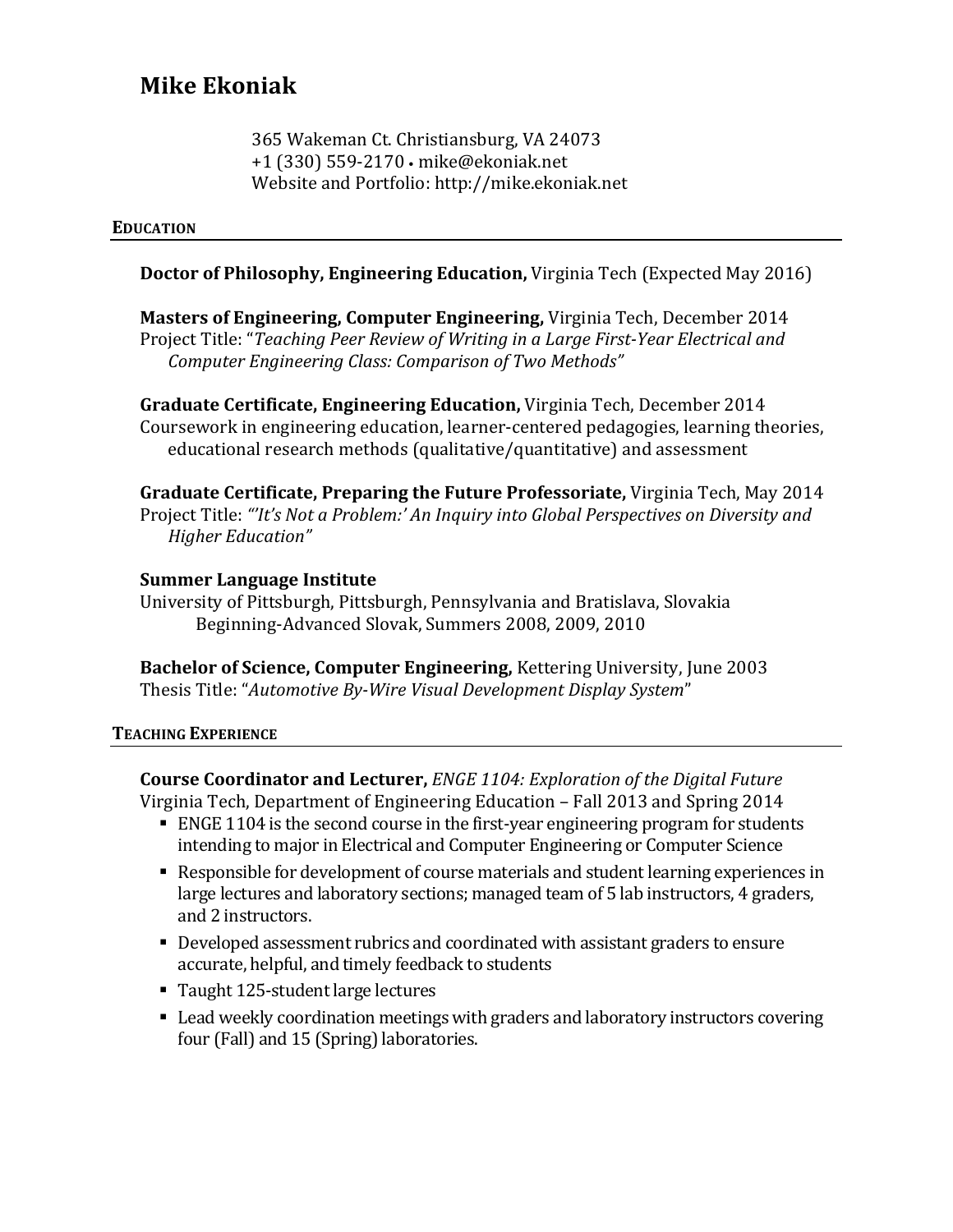# Mike Ekoniak

365 Wakeman Ct. Christiansburg, VA 24073
+1 (330) 559-2170 • mike@ekoniak.net
Website and Portfolio: http://mike.ekoniak.net

## EDUCATION

**Doctor of Philosophy, Engineering Education,** Virginia Tech (Expected May 2016)

**Masters of Engineering, Computer Engineering,** Virginia Tech, December 2014
Project Title: "*Teaching Peer Review of Writing in a Large First-Year Electrical and Computer Engineering Class: Comparison of Two Methods"*

**Graduate Certificate, Engineering Education,** Virginia Tech, December 2014
Coursework in engineering education, learner-centered pedagogies, learning theories, educational research methods (qualitative/quantitative) and assessment

**Graduate Certificate, Preparing the Future Professoriate,** Virginia Tech, May 2014
Project Title: *"'It's Not a Problem:' An Inquiry into Global Perspectives on Diversity and Higher Education"*

**Summer Language Institute**
University of Pittsburgh, Pittsburgh, Pennsylvania and Bratislava, Slovakia
Beginning-Advanced Slovak, Summers 2008, 2009, 2010

**Bachelor of Science, Computer Engineering,** Kettering University, June 2003
Thesis Title: "*Automotive By-Wire Visual Development Display System*"

## TEACHING EXPERIENCE

**Course Coordinator and Lecturer,** *ENGE 1104: Exploration of the Digital Future*
Virginia Tech, Department of Engineering Education – Fall 2013 and Spring 2014

- ENGE 1104 is the second course in the first-year engineering program for students intending to major in Electrical and Computer Engineering or Computer Science
- Responsible for development of course materials and student learning experiences in large lectures and laboratory sections; managed team of 5 lab instructors, 4 graders, and 2 instructors.
- Developed assessment rubrics and coordinated with assistant graders to ensure accurate, helpful, and timely feedback to students
- Taught 125-student large lectures
- Lead weekly coordination meetings with graders and laboratory instructors covering four (Fall) and 15 (Spring) laboratories.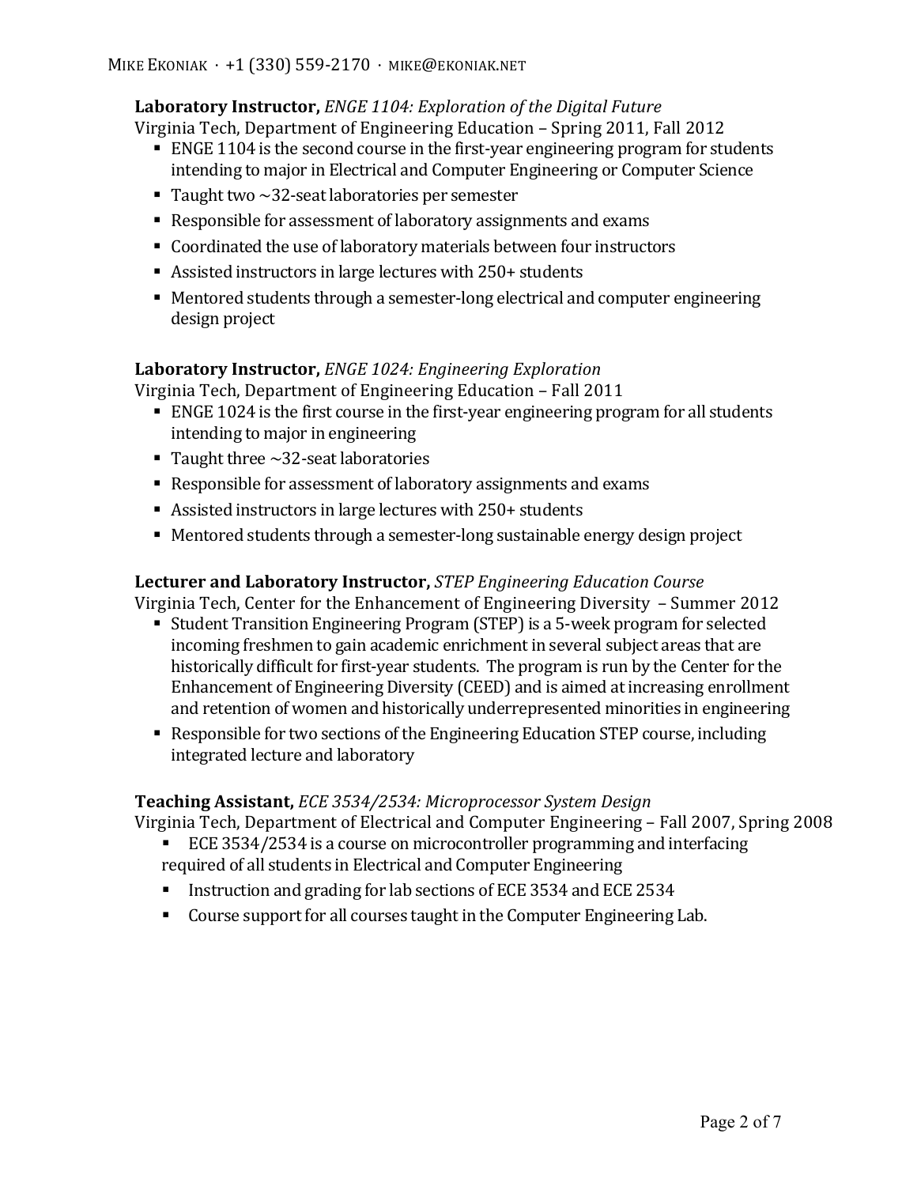**Laboratory Instructor,** *ENGE 1104: Exploration of the Digital Future*
Virginia Tech, Department of Engineering Education – Spring 2011, Fall 2012

- ENGE 1104 is the second course in the first-year engineering program for students intending to major in Electrical and Computer Engineering or Computer Science
- Taught two ~32-seat laboratories per semester
- Responsible for assessment of laboratory assignments and exams
- Coordinated the use of laboratory materials between four instructors
- Assisted instructors in large lectures with 250+ students
- Mentored students through a semester-long electrical and computer engineering design project

**Laboratory Instructor,** *ENGE 1024: Engineering Exploration*
Virginia Tech, Department of Engineering Education – Fall 2011

- ENGE 1024 is the first course in the first-year engineering program for all students intending to major in engineering
- Taught three ~32-seat laboratories
- Responsible for assessment of laboratory assignments and exams
- Assisted instructors in large lectures with 250+ students
- Mentored students through a semester-long sustainable energy design project

**Lecturer and Laboratory Instructor,** *STEP Engineering Education Course*
Virginia Tech, Center for the Enhancement of Engineering Diversity – Summer 2012

- Student Transition Engineering Program (STEP) is a 5-week program for selected incoming freshmen to gain academic enrichment in several subject areas that are historically difficult for first-year students. The program is run by the Center for the Enhancement of Engineering Diversity (CEED) and is aimed at increasing enrollment and retention of women and historically underrepresented minorities in engineering
- Responsible for two sections of the Engineering Education STEP course, including integrated lecture and laboratory

**Teaching Assistant,** *ECE 3534/2534: Microprocessor System Design*
Virginia Tech, Department of Electrical and Computer Engineering – Fall 2007, Spring 2008

- ECE 3534/2534 is a course on microcontroller programming and interfacing required of all students in Electrical and Computer Engineering
- Instruction and grading for lab sections of ECE 3534 and ECE 2534
- Course support for all courses taught in the Computer Engineering Lab.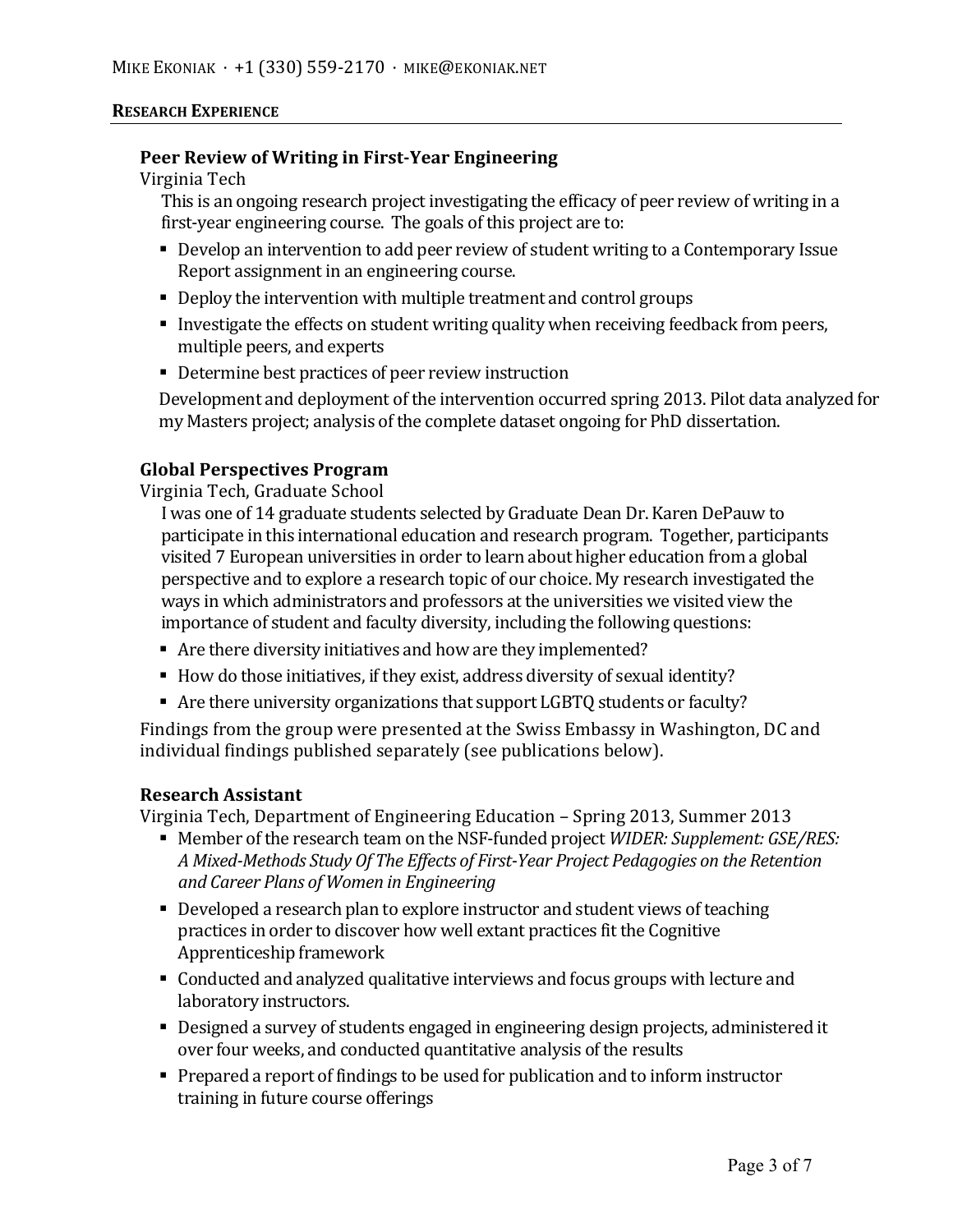## RESEARCH EXPERIENCE

### Peer Review of Writing in First-Year Engineering

Virginia Tech

This is an ongoing research project investigating the efficacy of peer review of writing in a first-year engineering course. The goals of this project are to:

- Develop an intervention to add peer review of student writing to a Contemporary Issue Report assignment in an engineering course.
- Deploy the intervention with multiple treatment and control groups
- Investigate the effects on student writing quality when receiving feedback from peers, multiple peers, and experts
- Determine best practices of peer review instruction

Development and deployment of the intervention occurred spring 2013. Pilot data analyzed for my Masters project; analysis of the complete dataset ongoing for PhD dissertation.

### Global Perspectives Program

Virginia Tech, Graduate School

I was one of 14 graduate students selected by Graduate Dean Dr. Karen DePauw to participate in this international education and research program. Together, participants visited 7 European universities in order to learn about higher education from a global perspective and to explore a research topic of our choice. My research investigated the ways in which administrators and professors at the universities we visited view the importance of student and faculty diversity, including the following questions:

- Are there diversity initiatives and how are they implemented?
- How do those initiatives, if they exist, address diversity of sexual identity?
- Are there university organizations that support LGBTQ students or faculty?

Findings from the group were presented at the Swiss Embassy in Washington, DC and individual findings published separately (see publications below).

### Research Assistant

Virginia Tech, Department of Engineering Education – Spring 2013, Summer 2013

- Member of the research team on the NSF-funded project *WIDER: Supplement: GSE/RES: A Mixed-Methods Study Of The Effects of First-Year Project Pedagogies on the Retention and Career Plans of Women in Engineering*
- Developed a research plan to explore instructor and student views of teaching practices in order to discover how well extant practices fit the Cognitive Apprenticeship framework
- Conducted and analyzed qualitative interviews and focus groups with lecture and laboratory instructors.
- Designed a survey of students engaged in engineering design projects, administered it over four weeks, and conducted quantitative analysis of the results
- Prepared a report of findings to be used for publication and to inform instructor training in future course offerings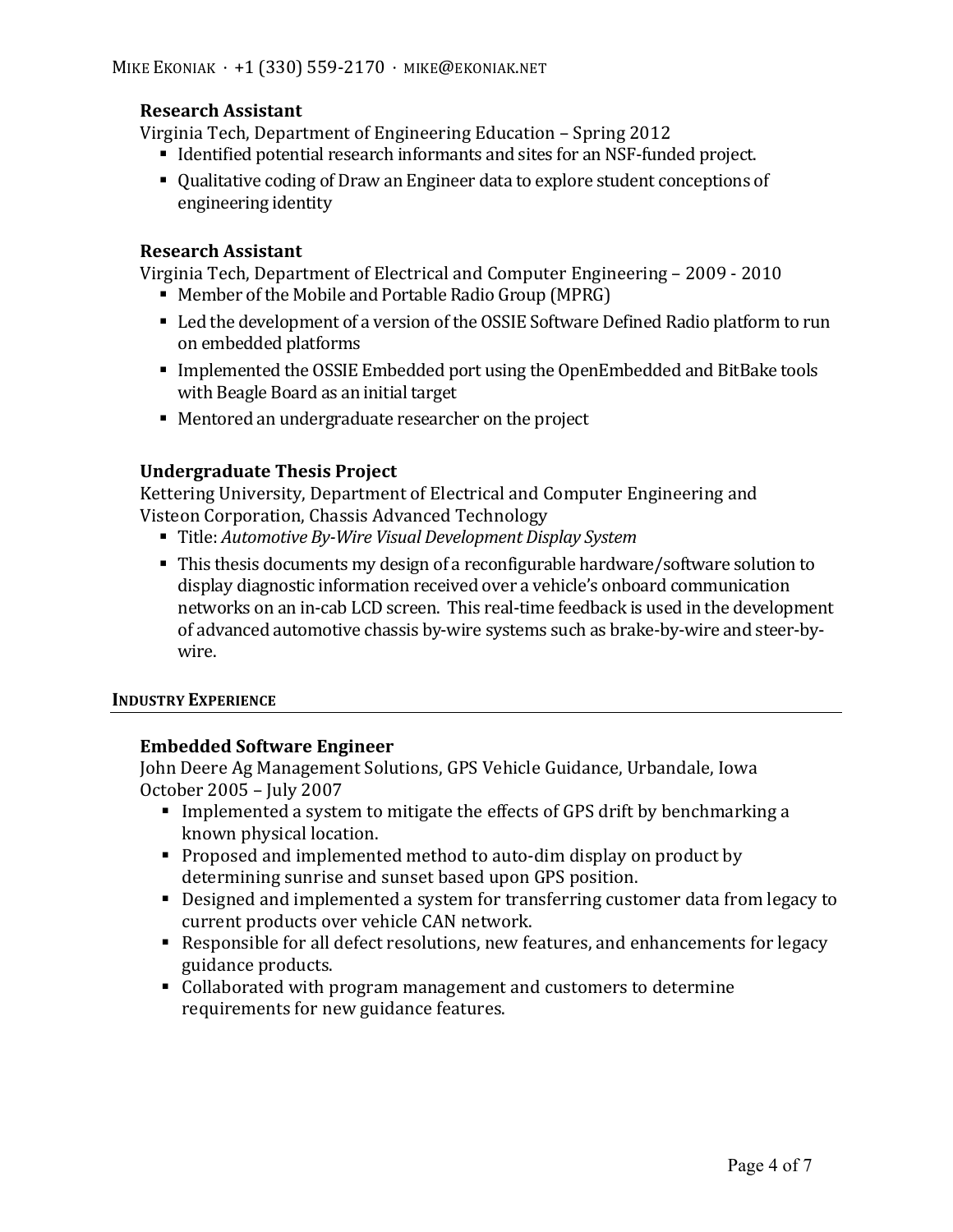### Research Assistant

Virginia Tech, Department of Engineering Education – Spring 2012

- Identified potential research informants and sites for an NSF-funded project.
- Qualitative coding of Draw an Engineer data to explore student conceptions of engineering identity

### Research Assistant

Virginia Tech, Department of Electrical and Computer Engineering – 2009 - 2010

- Member of the Mobile and Portable Radio Group (MPRG)
- Led the development of a version of the OSSIE Software Defined Radio platform to run on embedded platforms
- Implemented the OSSIE Embedded port using the OpenEmbedded and BitBake tools with Beagle Board as an initial target
- Mentored an undergraduate researcher on the project

### Undergraduate Thesis Project

Kettering University, Department of Electrical and Computer Engineering and Visteon Corporation, Chassis Advanced Technology

- Title: *Automotive By-Wire Visual Development Display System*
- This thesis documents my design of a reconfigurable hardware/software solution to display diagnostic information received over a vehicle's onboard communication networks on an in-cab LCD screen. This real-time feedback is used in the development of advanced automotive chassis by-wire systems such as brake-by-wire and steer-by-wire.

## INDUSTRY EXPERIENCE

### Embedded Software Engineer

John Deere Ag Management Solutions, GPS Vehicle Guidance, Urbandale, Iowa
October 2005 – July 2007

- Implemented a system to mitigate the effects of GPS drift by benchmarking a known physical location.
- Proposed and implemented method to auto-dim display on product by determining sunrise and sunset based upon GPS position.
- Designed and implemented a system for transferring customer data from legacy to current products over vehicle CAN network.
- Responsible for all defect resolutions, new features, and enhancements for legacy guidance products.
- Collaborated with program management and customers to determine requirements for new guidance features.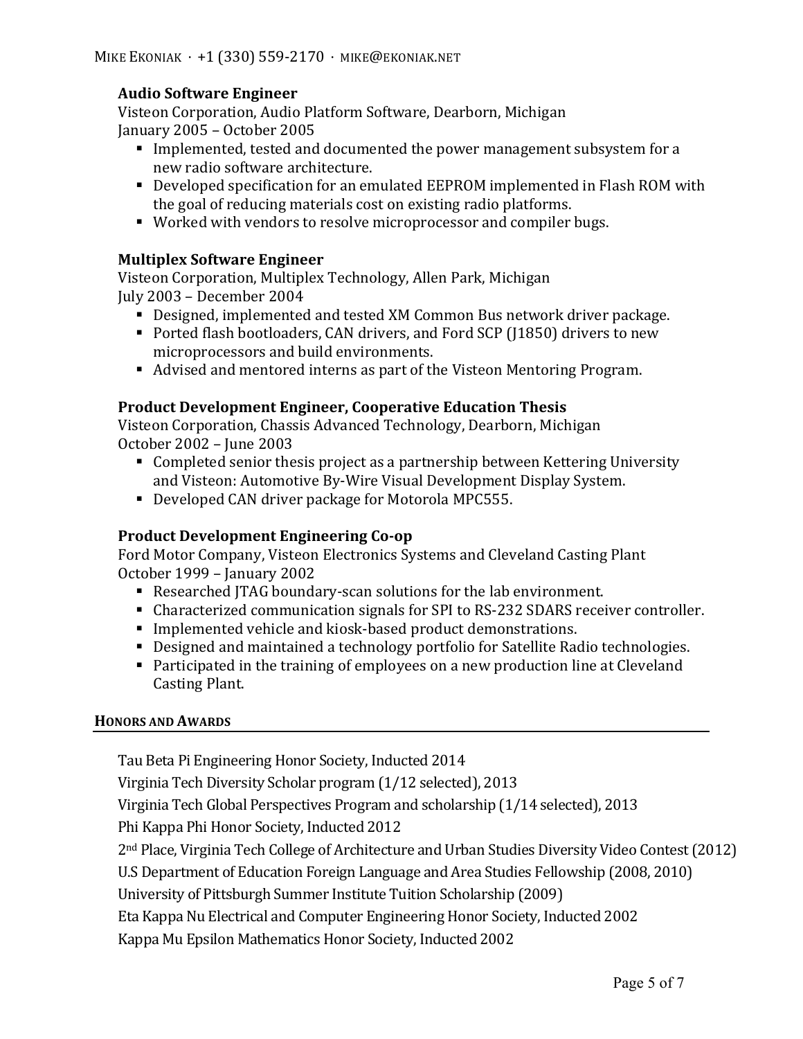### Audio Software Engineer

Visteon Corporation, Audio Platform Software, Dearborn, Michigan
January 2005 – October 2005

- Implemented, tested and documented the power management subsystem for a new radio software architecture.
- Developed specification for an emulated EEPROM implemented in Flash ROM with the goal of reducing materials cost on existing radio platforms.
- Worked with vendors to resolve microprocessor and compiler bugs.

### Multiplex Software Engineer

Visteon Corporation, Multiplex Technology, Allen Park, Michigan
July 2003 – December 2004

- Designed, implemented and tested XM Common Bus network driver package.
- Ported flash bootloaders, CAN drivers, and Ford SCP (J1850) drivers to new microprocessors and build environments.
- Advised and mentored interns as part of the Visteon Mentoring Program.

### Product Development Engineer, Cooperative Education Thesis

Visteon Corporation, Chassis Advanced Technology, Dearborn, Michigan
October 2002 – June 2003

- Completed senior thesis project as a partnership between Kettering University and Visteon: Automotive By-Wire Visual Development Display System.
- Developed CAN driver package for Motorola MPC555.

### Product Development Engineering Co-op

Ford Motor Company, Visteon Electronics Systems and Cleveland Casting Plant
October 1999 – January 2002

- Researched JTAG boundary-scan solutions for the lab environment.
- Characterized communication signals for SPI to RS-232 SDARS receiver controller.
- Implemented vehicle and kiosk-based product demonstrations.
- Designed and maintained a technology portfolio for Satellite Radio technologies.
- Participated in the training of employees on a new production line at Cleveland Casting Plant.

## Honors and Awards

Tau Beta Pi Engineering Honor Society, Inducted 2014

Virginia Tech Diversity Scholar program (1/12 selected), 2013

Virginia Tech Global Perspectives Program and scholarship (1/14 selected), 2013

Phi Kappa Phi Honor Society, Inducted 2012

2nd Place, Virginia Tech College of Architecture and Urban Studies Diversity Video Contest (2012)

U.S Department of Education Foreign Language and Area Studies Fellowship (2008, 2010)

University of Pittsburgh Summer Institute Tuition Scholarship (2009)

Eta Kappa Nu Electrical and Computer Engineering Honor Society, Inducted 2002

Kappa Mu Epsilon Mathematics Honor Society, Inducted 2002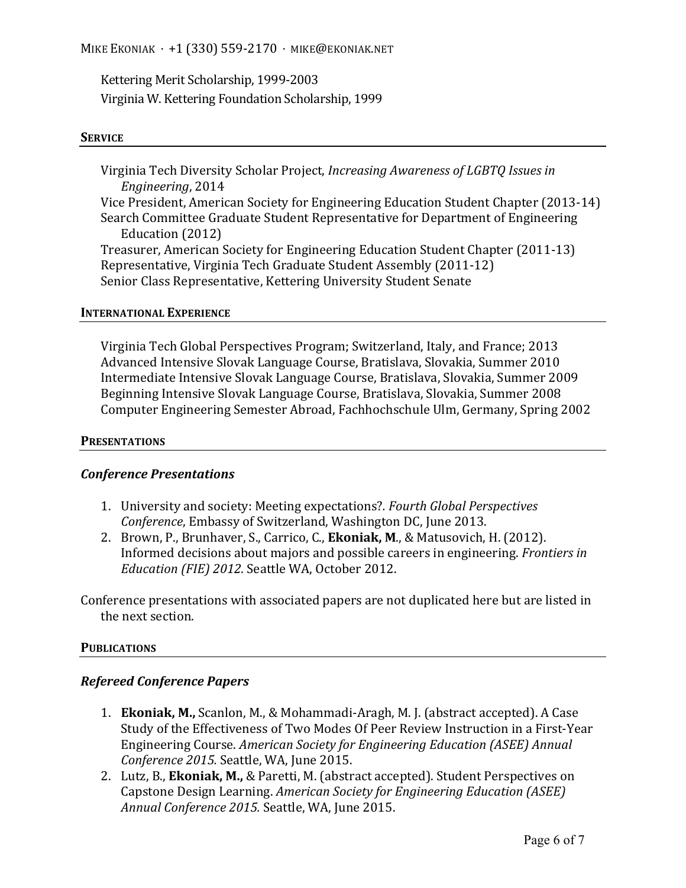Kettering Merit Scholarship, 1999-2003

Virginia W. Kettering Foundation Scholarship, 1999

## SERVICE

Virginia Tech Diversity Scholar Project, *Increasing Awareness of LGBTQ Issues in Engineering*, 2014

Vice President, American Society for Engineering Education Student Chapter (2013-14)

Search Committee Graduate Student Representative for Department of Engineering Education (2012)

Treasurer, American Society for Engineering Education Student Chapter (2011-13)

Representative, Virginia Tech Graduate Student Assembly (2011-12)

Senior Class Representative, Kettering University Student Senate

## INTERNATIONAL EXPERIENCE

Virginia Tech Global Perspectives Program; Switzerland, Italy, and France; 2013

Advanced Intensive Slovak Language Course, Bratislava, Slovakia, Summer 2010

Intermediate Intensive Slovak Language Course, Bratislava, Slovakia, Summer 2009

Beginning Intensive Slovak Language Course, Bratislava, Slovakia, Summer 2008

Computer Engineering Semester Abroad, Fachhochschule Ulm, Germany, Spring 2002

## PRESENTATIONS

### *Conference Presentations*

1. University and society: Meeting expectations?. *Fourth Global Perspectives Conference*, Embassy of Switzerland, Washington DC, June 2013.
2. Brown, P., Brunhaver, S., Carrico, C., **Ekoniak, M.**, & Matusovich, H. (2012). Informed decisions about majors and possible careers in engineering. *Frontiers in Education (FIE) 2012.* Seattle WA, October 2012.

Conference presentations with associated papers are not duplicated here but are listed in the next section.

## PUBLICATIONS

### *Refereed Conference Papers*

1. **Ekoniak, M.,** Scanlon, M., & Mohammadi-Aragh, M. J. (abstract accepted). A Case Study of the Effectiveness of Two Modes Of Peer Review Instruction in a First-Year Engineering Course. *American Society for Engineering Education (ASEE) Annual Conference 2015.* Seattle, WA, June 2015.
2. Lutz, B., **Ekoniak, M.,** & Paretti, M. (abstract accepted). Student Perspectives on Capstone Design Learning. *American Society for Engineering Education (ASEE) Annual Conference 2015.* Seattle, WA, June 2015.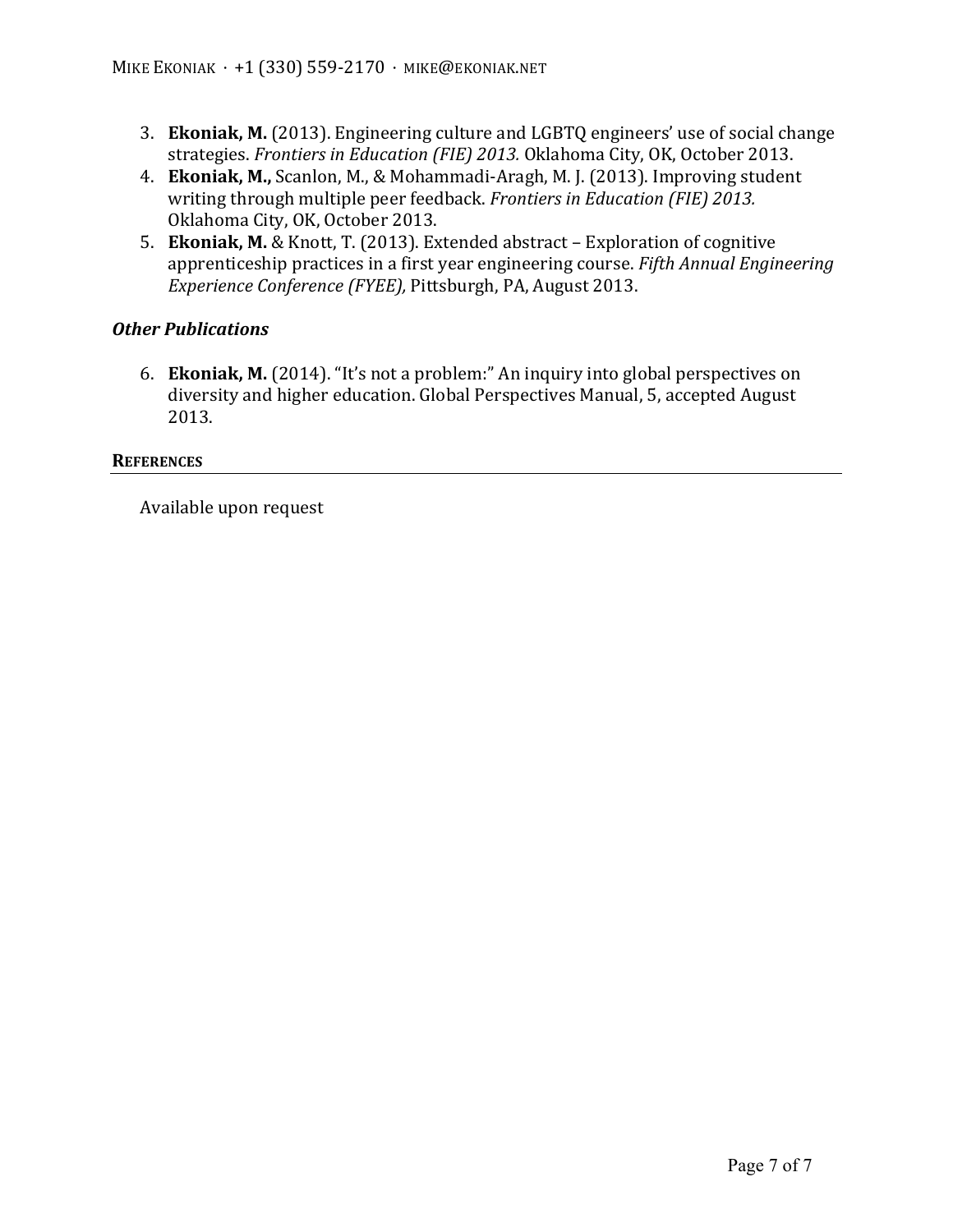3. **Ekoniak, M.** (2013). Engineering culture and LGBTQ engineers' use of social change strategies. *Frontiers in Education (FIE) 2013.* Oklahoma City, OK, October 2013.
4. **Ekoniak, M.,** Scanlon, M., & Mohammadi-Aragh, M. J. (2013). Improving student writing through multiple peer feedback. *Frontiers in Education (FIE) 2013.* Oklahoma City, OK, October 2013.
5. **Ekoniak, M.** & Knott, T. (2013). Extended abstract – Exploration of cognitive apprenticeship practices in a first year engineering course. *Fifth Annual Engineering Experience Conference (FYEE),* Pittsburgh, PA, August 2013.

### *Other Publications*

6. **Ekoniak, M.** (2014). "It's not a problem:" An inquiry into global perspectives on diversity and higher education. Global Perspectives Manual, 5, accepted August 2013.

## References

Available upon request